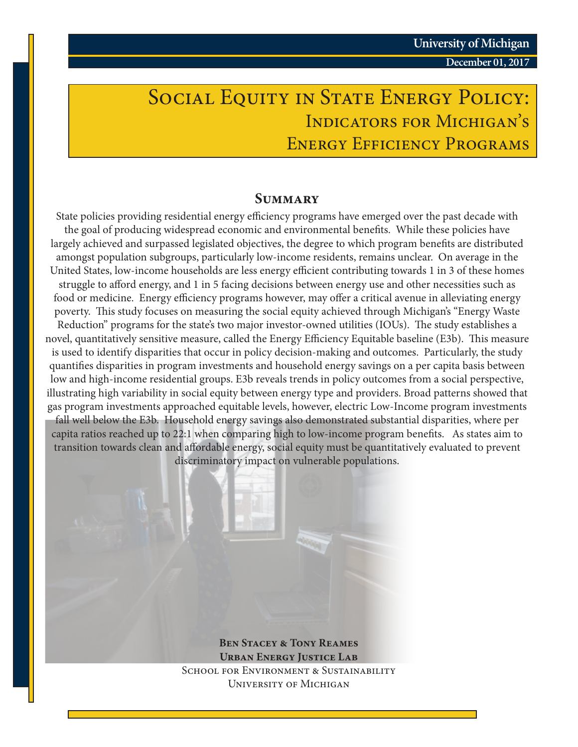University of Michigan

December 01, 2017

# Social Equity in State Energy Policy: Indicators for Michigan's Energy Efficiency Programs

## Summary

State policies providing residential energy efficiency programs have emerged over the past decade with the goal of producing widespread economic and environmental benefits. While these policies have largely achieved and surpassed legislated objectives, the degree to which program benefits are distributed amongst population subgroups, particularly low-income residents, remains unclear. On average in the United States, low-income households are less energy efficient contributing towards 1 in 3 of these homes struggle to afford energy, and 1 in 5 facing decisions between energy use and other necessities such as food or medicine. Energy efficiency programs however, may offer a critical avenue in alleviating energy poverty. This study focuses on measuring the social equity achieved through Michigan's "Energy Waste Reduction" programs for the state's two major investor-owned utilities (IOUs). The study establishes a novel, quantitatively sensitive measure, called the Energy Efficiency Equitable baseline (E3b). This measure is used to identify disparities that occur in policy decision-making and outcomes. Particularly, the study quantifies disparities in program investments and household energy savings on a per capita basis between low and high-income residential groups. E3b reveals trends in policy outcomes from a social perspective, illustrating high variability in social equity between energy type and providers. Broad patterns showed that gas program investments approached equitable levels, however, electric Low-Income program investments fall well below the E3b. Household energy savings also demonstrated substantial disparities, where per capita ratios reached up to 22:1 when comparing high to low-income program benefits. As states aim to transition towards clean and affordable energy, social equity must be quantitatively evaluated to prevent discriminatory impact on vulnerable populations.

**Ben Stacey & Tony Reames**
**Urban Energy Justice Lab**
School for Environment & Sustainability
University of Michigan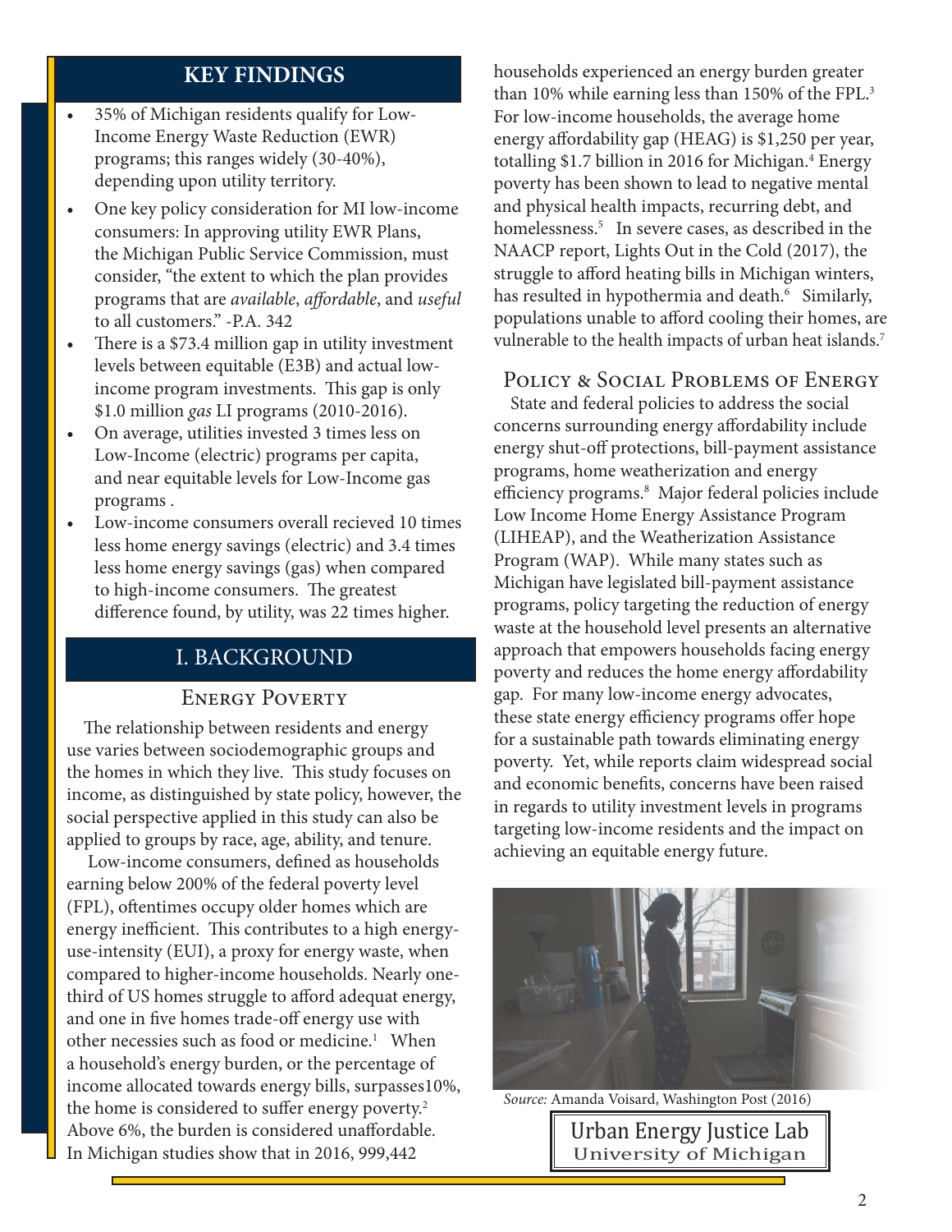## KEY FINDINGS

- 35% of Michigan residents qualify for Low-Income Energy Waste Reduction (EWR) programs; this ranges widely (30-40%), depending upon utility territory.
- One key policy consideration for MI low-income consumers: In approving utility EWR Plans, the Michigan Public Service Commission, must consider, "the extent to which the plan provides programs that are *available*, *affordable*, and *useful* to all customers." -P.A. 342
- There is a $73.4 million gap in utility investment levels between equitable (E3B) and actual low-income program investments. This gap is only $1.0 million *gas* LI programs (2010-2016).
- On average, utilities invested 3 times less on Low-Income (electric) programs per capita, and near equitable levels for Low-Income gas programs .
- Low-income consumers overall recieved 10 times less home energy savings (electric) and 3.4 times less home energy savings (gas) when compared to high-income consumers. The greatest difference found, by utility, was 22 times higher.

## I. BACKGROUND

### Energy Poverty

The relationship between residents and energy use varies between sociodemographic groups and the homes in which they live. This study focuses on income, as distinguished by state policy, however, the social perspective applied in this study can also be applied to groups by race, age, ability, and tenure.

Low-income consumers, defined as households earning below 200% of the federal poverty level (FPL), oftentimes occupy older homes which are energy inefficient. This contributes to a high energy-use-intensity (EUI), a proxy for energy waste, when compared to higher-income households. Nearly one-third of US homes struggle to afford adequat energy, and one in five homes trade-off energy use with other necessities such as food or medicine.[1] When a household's energy burden, or the percentage of income allocated towards energy bills, surpasses10%, the home is considered to suffer energy poverty.[2] Above 6%, the burden is considered unaffordable. In Michigan studies show that in 2016, 999,442 households experienced an energy burden greater than 10% while earning less than 150% of the FPL.[3] For low-income households, the average home energy affordability gap (HEAG) is $1,250 per year, totalling $1.7 billion in 2016 for Michigan.[4] Energy poverty has been shown to lead to negative mental and physical health impacts, recurring debt, and homelessness.[5] In severe cases, as described in the NAACP report, Lights Out in the Cold (2017), the struggle to afford heating bills in Michigan winters, has resulted in hypothermia and death.[6] Similarly, populations unable to afford cooling their homes, are vulnerable to the health impacts of urban heat islands.[7]

### Policy & Social Problems of Energy

State and federal policies to address the social concerns surrounding energy affordability include energy shut-off protections, bill-payment assistance programs, home weatherization and energy efficiency programs.[8] Major federal policies include Low Income Home Energy Assistance Program (LIHEAP), and the Weatherization Assistance Program (WAP). While many states such as Michigan have legislated bill-payment assistance programs, policy targeting the reduction of energy waste at the household level presents an alternative approach that empowers households facing energy poverty and reduces the home energy affordability gap. For many low-income energy advocates, these state energy efficiency programs offer hope for a sustainable path towards eliminating energy poverty. Yet, while reports claim widespread social and economic benefits, concerns have been raised in regards to utility investment levels in programs targeting low-income residents and the impact on achieving an equitable energy future.

*Source:* Amanda Voisard, Washington Post (2016)

Urban Energy Justice Lab
University of Michigan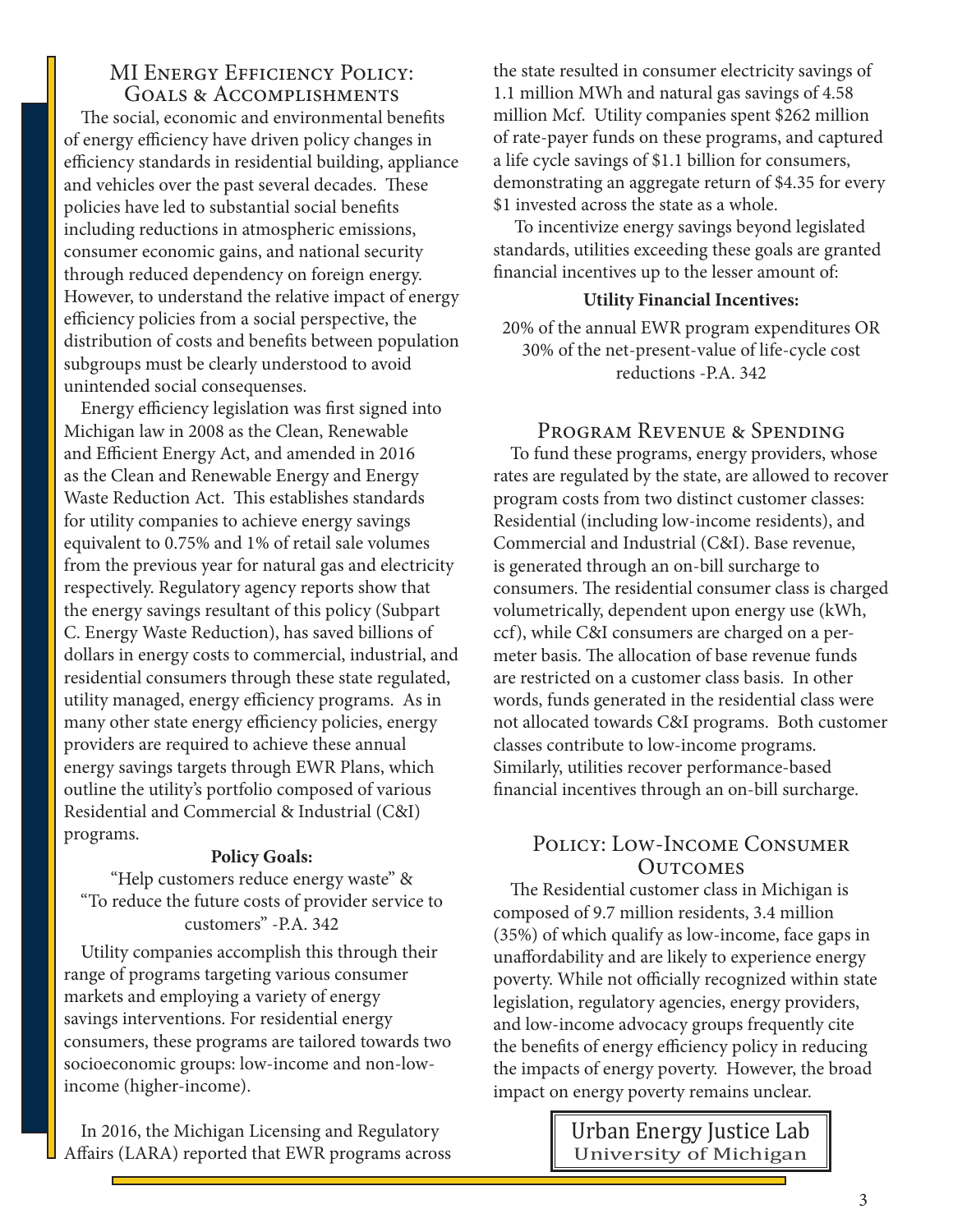## MI Energy Efficiency Policy: Goals & Accomplishments

The social, economic and environmental benefits of energy efficiency have driven policy changes in efficiency standards in residential building, appliance and vehicles over the past several decades. These policies have led to substantial social benefits including reductions in atmospheric emissions, consumer economic gains, and national security through reduced dependency on foreign energy. However, to understand the relative impact of energy efficiency policies from a social perspective, the distribution of costs and benefits between population subgroups must be clearly understood to avoid unintended social consequenses.

Energy efficiency legislation was first signed into Michigan law in 2008 as the Clean, Renewable and Efficient Energy Act, and amended in 2016 as the Clean and Renewable Energy and Energy Waste Reduction Act. This establishes standards for utility companies to achieve energy savings equivalent to 0.75% and 1% of retail sale volumes from the previous year for natural gas and electricity respectively. Regulatory agency reports show that the energy savings resultant of this policy (Subpart C. Energy Waste Reduction), has saved billions of dollars in energy costs to commercial, industrial, and residential consumers through these state regulated, utility managed, energy efficiency programs. As in many other state energy efficiency policies, energy providers are required to achieve these annual energy savings targets through EWR Plans, which outline the utility's portfolio composed of various Residential and Commercial & Industrial (C&I) programs.

**Policy Goals:**

"Help customers reduce energy waste" & "To reduce the future costs of provider service to customers" -P.A. 342

Utility companies accomplish this through their range of programs targeting various consumer markets and employing a variety of energy savings interventions. For residential energy consumers, these programs are tailored towards two socioeconomic groups: low-income and non-low-income (higher-income).

In 2016, the Michigan Licensing and Regulatory Affairs (LARA) reported that EWR programs across the state resulted in consumer electricity savings of 1.1 million MWh and natural gas savings of 4.58 million Mcf. Utility companies spent $262 million of rate-payer funds on these programs, and captured a life cycle savings of $1.1 billion for consumers, demonstrating an aggregate return of $4.35 for every $1 invested across the state as a whole.

To incentivize energy savings beyond legislated standards, utilities exceeding these goals are granted financial incentives up to the lesser amount of:

**Utility Financial Incentives:**

20% of the annual EWR program expenditures OR 30% of the net-present-value of life-cycle cost reductions -P.A. 342

## Program Revenue & Spending

To fund these programs, energy providers, whose rates are regulated by the state, are allowed to recover program costs from two distinct customer classes: Residential (including low-income residents), and Commercial and Industrial (C&I). Base revenue, is generated through an on-bill surcharge to consumers. The residential consumer class is charged volumetrically, dependent upon energy use (kWh, ccf), while C&I consumers are charged on a per-meter basis. The allocation of base revenue funds are restricted on a customer class basis. In other words, funds generated in the residential class were not allocated towards C&I programs. Both customer classes contribute to low-income programs. Similarly, utilities recover performance-based financial incentives through an on-bill surcharge.

## Policy: Low-Income Consumer Outcomes

The Residential customer class in Michigan is composed of 9.7 million residents, 3.4 million (35%) of which qualify as low-income, face gaps in unaffordability and are likely to experience energy poverty. While not officially recognized within state legislation, regulatory agencies, energy providers, and low-income advocacy groups frequently cite the benefits of energy efficiency policy in reducing the impacts of energy poverty. However, the broad impact on energy poverty remains unclear.

Urban Energy Justice Lab
University of Michigan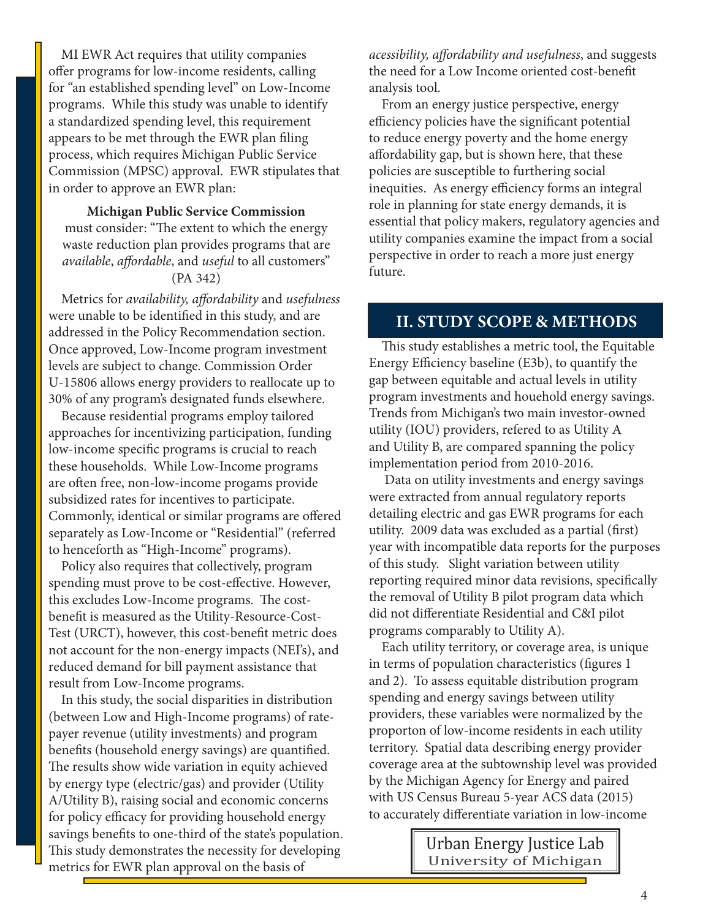MI EWR Act requires that utility companies offer programs for low-income residents, calling for "an established spending level" on Low-Income programs. While this study was unable to identify a standardized spending level, this requirement appears to be met through the EWR plan filing process, which requires Michigan Public Service Commission (MPSC) approval. EWR stipulates that in order to approve an EWR plan:

> **Michigan Public Service Commission** must consider: "The extent to which the energy waste reduction plan provides programs that are *available*, *affordable*, and *useful* to all customers" (PA 342)

Metrics for *availability, affordability* and *usefulness* were unable to be identified in this study, and are addressed in the Policy Recommendation section. Once approved, Low-Income program investment levels are subject to change. Commission Order U-15806 allows energy providers to reallocate up to 30% of any program's designated funds elsewhere.

Because residential programs employ tailored approaches for incentivizing participation, funding low-income specific programs is crucial to reach these households. While Low-Income programs are often free, non-low-income progams provide subsidized rates for incentives to participate. Commonly, identical or similar programs are offered separately as Low-Income or "Residential" (referred to henceforth as "High-Income" programs).

Policy also requires that collectively, program spending must prove to be cost-effective. However, this excludes Low-Income programs. The cost-benefit is measured as the Utility-Resource-Cost-Test (URCT), however, this cost-benefit metric does not account for the non-energy impacts (NEI's), and reduced demand for bill payment assistance that result from Low-Income programs.

In this study, the social disparities in distribution (between Low and High-Income programs) of rate-payer revenue (utility investments) and program benefits (household energy savings) are quantified. The results show wide variation in equity achieved by energy type (electric/gas) and provider (Utility A/Utility B), raising social and economic concerns for policy efficacy for providing household energy savings benefits to one-third of the state's population. This study demonstrates the necessity for developing metrics for EWR plan approval on the basis of *acessibility, affordability and usefulness*, and suggests the need for a Low Income oriented cost-benefit analysis tool.

From an energy justice perspective, energy efficiency policies have the significant potential to reduce energy poverty and the home energy affordability gap, but is shown here, that these policies are susceptible to furthering social inequities. As energy efficiency forms an integral role in planning for state energy demands, it is essential that policy makers, regulatory agencies and utility companies examine the impact from a social perspective in order to reach a more just energy future.

## II. STUDY SCOPE & METHODS

This study establishes a metric tool, the Equitable Energy Efficiency baseline (E3b), to quantify the gap between equitable and actual levels in utility program investments and houehold energy savings. Trends from Michigan's two main investor-owned utility (IOU) providers, refered to as Utility A and Utility B, are compared spanning the policy implementation period from 2010-2016.

Data on utility investments and energy savings were extracted from annual regulatory reports detailing electric and gas EWR programs for each utility. 2009 data was excluded as a partial (first) year with incompatible data reports for the purposes of this study. Slight variation between utility reporting required minor data revisions, specifically the removal of Utility B pilot program data which did not differentiate Residential and C&I pilot programs comparably to Utility A).

Each utility territory, or coverage area, is unique in terms of population characteristics (figures 1 and 2). To assess equitable distribution program spending and energy savings between utility providers, these variables were normalized by the proporton of low-income residents in each utility territory. Spatial data describing energy provider coverage area at the subtownship level was provided by the Michigan Agency for Energy and paired with US Census Bureau 5-year ACS data (2015) to accurately differentiate variation in low-income

Urban Energy Justice Lab
University of Michigan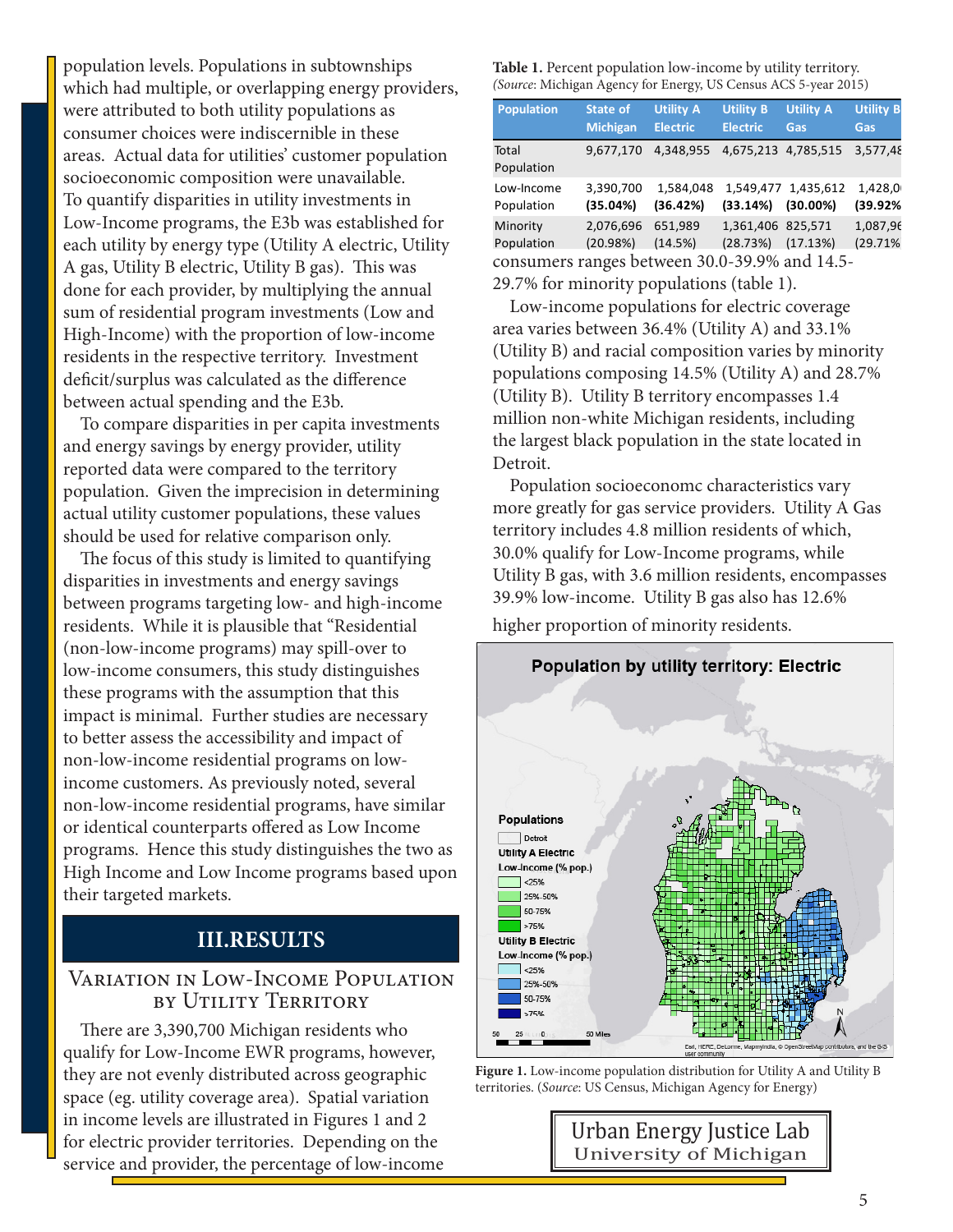population levels. Populations in subtownships which had multiple, or overlapping energy providers, were attributed to both utility populations as consumer choices were indiscernible in these areas. Actual data for utilities' customer population socioeconomic composition were unavailable. To quantify disparities in utility investments in Low-Income programs, the E3b was established for each utility by energy type (Utility A electric, Utility A gas, Utility B electric, Utility B gas). This was done for each provider, by multiplying the annual sum of residential program investments (Low and High-Income) with the proportion of low-income residents in the respective territory. Investment deficit/surplus was calculated as the difference between actual spending and the E3b.

To compare disparities in per capita investments and energy savings by energy provider, utility reported data were compared to the territory population. Given the imprecision in determining actual utility customer populations, these values should be used for relative comparison only.

The focus of this study is limited to quantifying disparities in investments and energy savings between programs targeting low- and high-income residents. While it is plausible that "Residential (non-low-income programs) may spill-over to low-income consumers, this study distinguishes these programs with the assumption that this impact is minimal. Further studies are necessary to better assess the accessibility and impact of non-low-income residential programs on low-income customers. As previously noted, several non-low-income residential programs, have similar or identical counterparts offered as Low Income programs. Hence this study distinguishes the two as High Income and Low Income programs based upon their targeted markets.

## III.RESULTS

### Variation in Low-Income Population by Utility Territory

There are 3,390,700 Michigan residents who qualify for Low-Income EWR programs, however, they are not evenly distributed across geographic space (eg. utility coverage area). Spatial variation in income levels are illustrated in Figures 1 and 2 for electric provider territories. Depending on the service and provider, the percentage of low-income consumers ranges between 30.0-39.9% and 14.5-29.7% for minority populations (table 1).

**Table 1.** Percent population low-income by utility territory. (*Source*: Michigan Agency for Energy, US Census ACS 5-year 2015)

| Population | State of Michigan | Utility A Electric | Utility B Electric | Utility A Gas | Utility B Gas |
|---|---|---|---|---|---|
| Total Population | 9,677,170 | 4,348,955 | 4,675,213 | 4,785,515 | 3,577,48 |
| Low-Income Population | 3,390,700 **(35.04%)** | 1,584,048 **(36.42%)** | 1,549,477 **(33.14%)** | 1,435,612 **(30.00%)** | 1,428,0 **(39.92%** |
| Minority Population | 2,076,696 (20.98%) | 651,989 (14.5%) | 1,361,406 (28.73%) | 825,571 (17.13%) | 1,087,96 (29.71% |

Low-income populations for electric coverage area varies between 36.4% (Utility A) and 33.1% (Utility B) and racial composition varies by minority populations composing 14.5% (Utility A) and 28.7% (Utility B). Utility B territory encompasses 1.4 million non-white Michigan residents, including the largest black population in the state located in Detroit.

Population socioeconomc characteristics vary more greatly for gas service providers. Utility A Gas territory includes 4.8 million residents of which, 30.0% qualify for Low-Income programs, while Utility B gas, with 3.6 million residents, encompasses 39.9% low-income. Utility B gas also has 12.6% higher proportion of minority residents.

**Figure 1.** Low-income population distribution for Utility A and Utility B territories. (*Source*: US Census, Michigan Agency for Energy)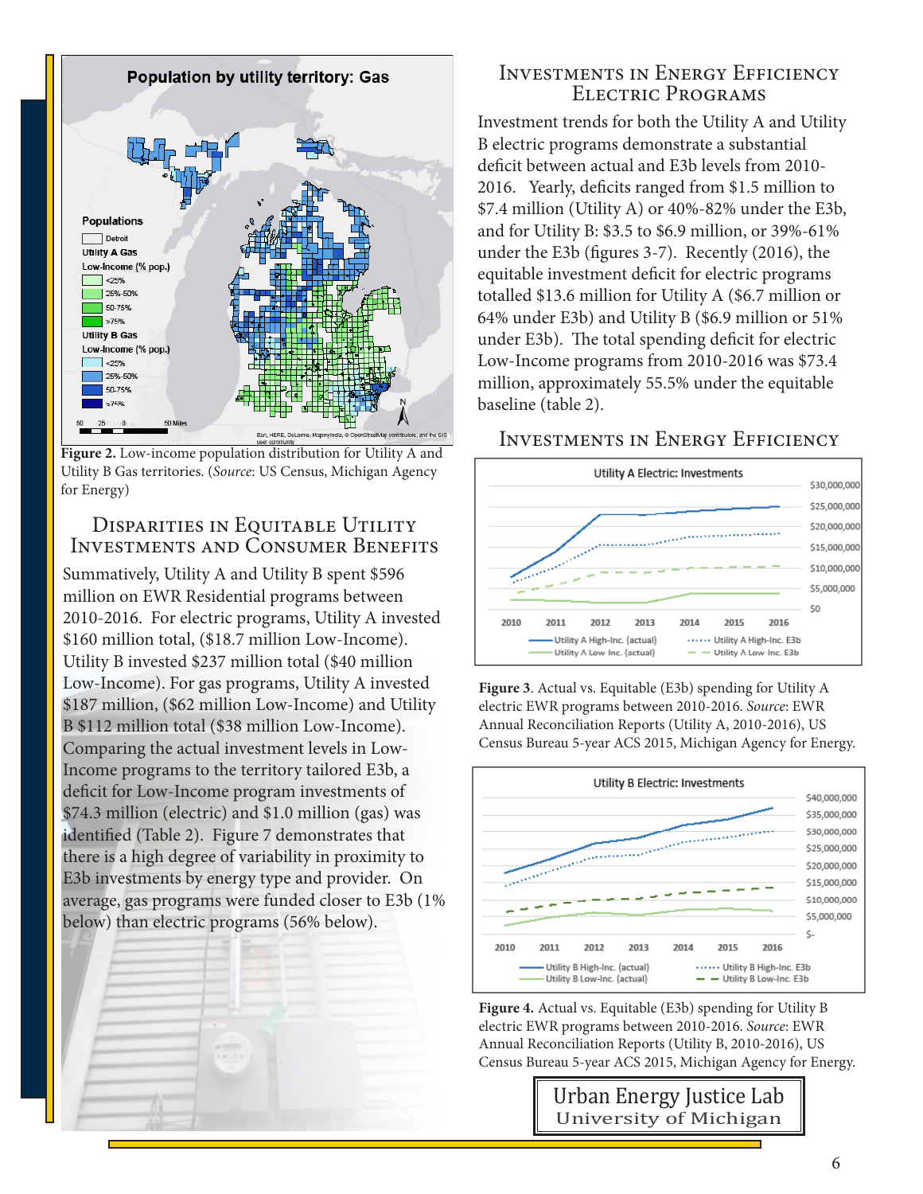Figure 2. Low-income population distribution for Utility A and Utility B Gas territories. (*Source*: US Census, Michigan Agency for Energy)

## Disparities in Equitable Utility Investments and Consumer Benefits

Summatively, Utility A and Utility B spent $596 million on EWR Residential programs between 2010-2016. For electric programs, Utility A invested $160 million total, ($18.7 million Low-Income). Utility B invested $237 million total ($40 million Low-Income). For gas programs, Utility A invested $187 million, ($62 million Low-Income) and Utility B $112 million total ($38 million Low-Income). Comparing the actual investment levels in Low-Income programs to the territory tailored E3b, a deficit for Low-Income program investments of $74.3 million (electric) and $1.0 million (gas) was identified (Table 2). Figure 7 demonstrates that there is a high degree of variability in proximity to E3b investments by energy type and provider. On average, gas programs were funded closer to E3b (1% below) than electric programs (56% below).

## Investments in Energy Efficiency Electric Programs

Investment trends for both the Utility A and Utility B electric programs demonstrate a substantial deficit between actual and E3b levels from 2010-2016. Yearly, deficits ranged from $1.5 million to $7.4 million (Utility A) or 40%-82% under the E3b, and for Utility B: $3.5 to $6.9 million, or 39%-61% under the E3b (figures 3-7). Recently (2016), the equitable investment deficit for electric programs totalled $13.6 million for Utility A ($6.7 million or 64% under E3b) and Utility B ($6.9 million or 51% under E3b). The total spending deficit for electric Low-Income programs from 2010-2016 was $73.4 million, approximately 55.5% under the equitable baseline (table 2).

## Investments in Energy Efficiency

**Figure 3**. Actual vs. Equitable (E3b) spending for Utility A electric EWR programs between 2010-2016. *Source*: EWR Annual Reconciliation Reports (Utility A, 2010-2016), US Census Bureau 5-year ACS 2015, Michigan Agency for Energy.

**Figure 4.** Actual vs. Equitable (E3b) spending for Utility B electric EWR programs between 2010-2016. *Source*: EWR Annual Reconciliation Reports (Utility B, 2010-2016), US Census Bureau 5-year ACS 2015, Michigan Agency for Energy.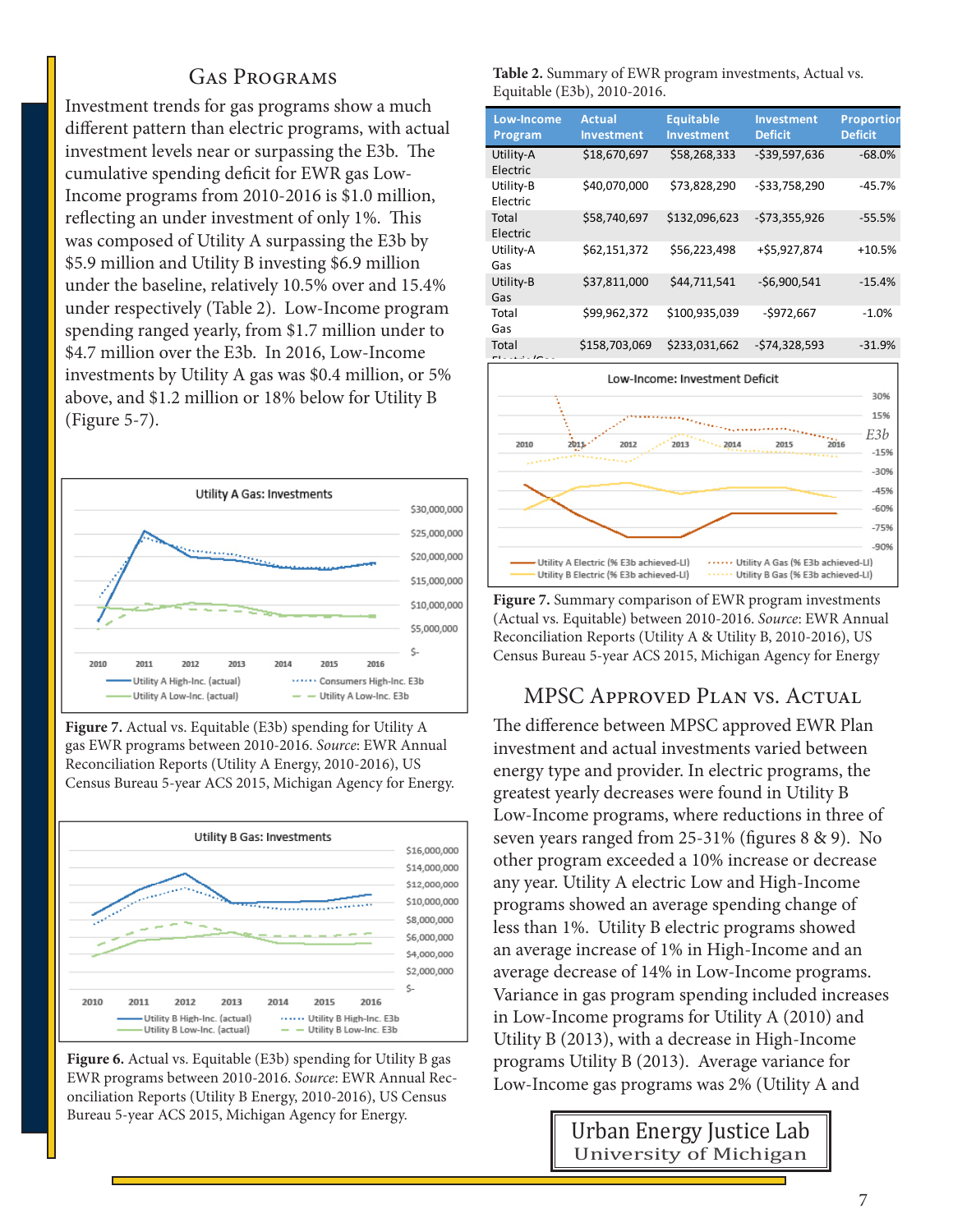## Gas Programs

Investment trends for gas programs show a much different pattern than electric programs, with actual investment levels near or surpassing the E3b. The cumulative spending deficit for EWR gas Low-Income programs from 2010-2016 is $1.0 million, reflecting an under investment of only 1%. This was composed of Utility A surpassing the E3b by $5.9 million and Utility B investing $6.9 million under the baseline, relatively 10.5% over and 15.4% under respectively (Table 2). Low-Income program spending ranged yearly, from $1.7 million under to $4.7 million over the E3b. In 2016, Low-Income investments by Utility A gas was $0.4 million, or 5% above, and $1.2 million or 18% below for Utility B (Figure 5-7).

**Figure 7.** Actual vs. Equitable (E3b) spending for Utility A gas EWR programs between 2010-2016. *Source*: EWR Annual Reconciliation Reports (Utility A Energy, 2010-2016), US Census Bureau 5-year ACS 2015, Michigan Agency for Energy.

**Figure 6.** Actual vs. Equitable (E3b) spending for Utility B gas EWR programs between 2010-2016. *Source*: EWR Annual Reconciliation Reports (Utility B Energy, 2010-2016), US Census Bureau 5-year ACS 2015, Michigan Agency for Energy.

**Table 2.** Summary of EWR program investments, Actual vs. Equitable (E3b), 2010-2016.

| Low-Income Program | Actual Investment | Equitable Investment | Investment Deficit | Proportion Deficit |
|---|---|---|---|---|
| Utility-A Electric | $18,670,697 | $58,268,333 | -$39,597,636 | -68.0% |
| Utility-B Electric | $40,070,000 | $73,828,290 | -$33,758,290 | -45.7% |
| Total Electric | $58,740,697 | $132,096,623 | -$73,355,926 | -55.5% |
| Utility-A Gas | $62,151,372 | $56,223,498 | +$5,927,874 | +10.5% |
| Utility-B Gas | $37,811,000 | $44,711,541 | -$6,900,541 | -15.4% |
| Total Gas | $99,962,372 | $100,935,039 | -$972,667 | -1.0% |
| Total Electric/Gas | $158,703,069 | $233,031,662 | -$74,328,593 | -31.9% |

**Figure 7.** Summary comparison of EWR program investments (Actual vs. Equitable) between 2010-2016. *Source*: EWR Annual Reconciliation Reports (Utility A & Utility B, 2010-2016), US Census Bureau 5-year ACS 2015, Michigan Agency for Energy

## MPSC Approved Plan vs. Actual

The difference between MPSC approved EWR Plan investment and actual investments varied between energy type and provider. In electric programs, the greatest yearly decreases were found in Utility B Low-Income programs, where reductions in three of seven years ranged from 25-31% (figures 8 & 9). No other program exceeded a 10% increase or decrease any year. Utility A electric Low and High-Income programs showed an average spending change of less than 1%. Utility B electric programs showed an average increase of 1% in High-Income and an average decrease of 14% in Low-Income programs. Variance in gas program spending included increases in Low-Income programs for Utility A (2010) and Utility B (2013), with a decrease in High-Income programs Utility B (2013). Average variance for Low-Income gas programs was 2% (Utility A and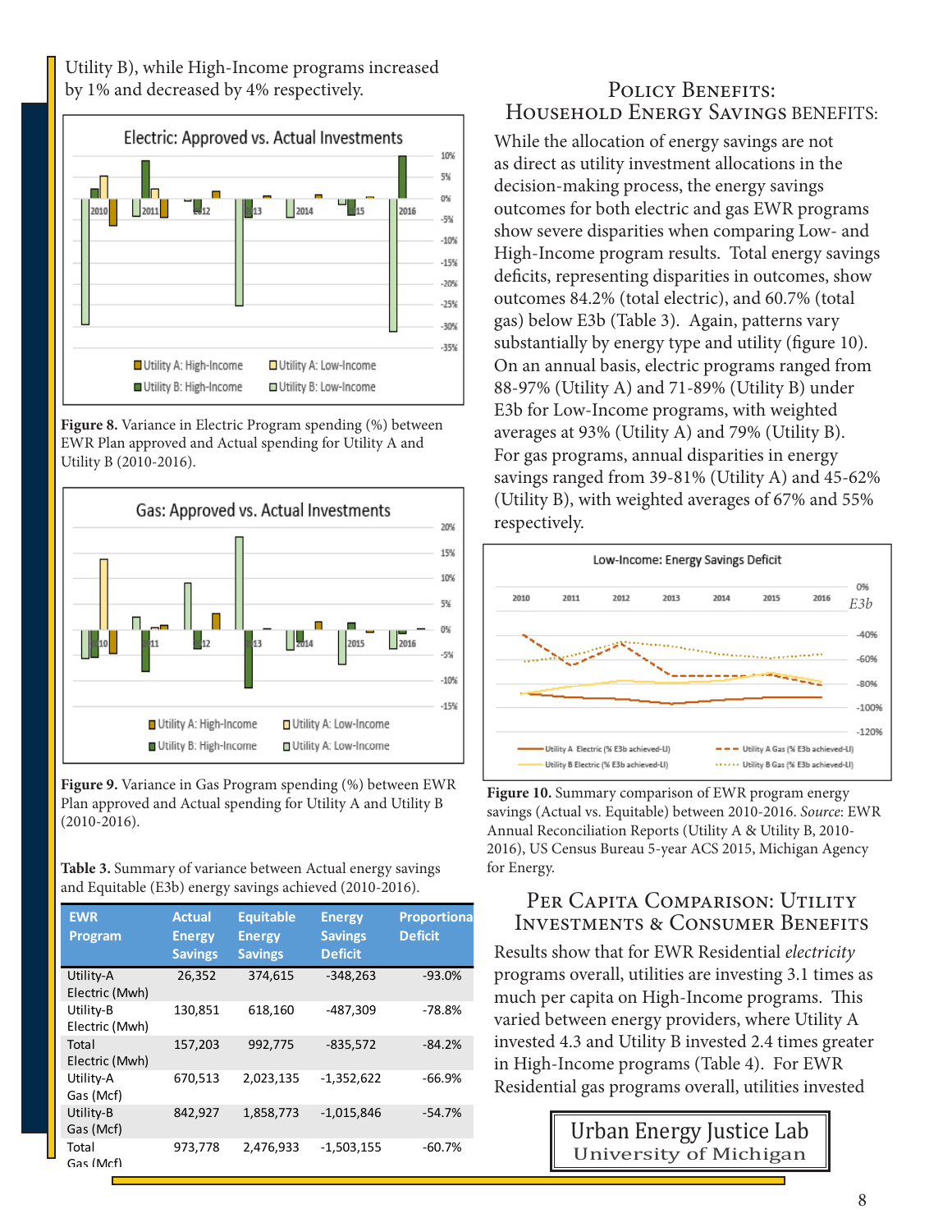Utility B), while High-Income programs increased by 1% and decreased by 4% respectively.

Figure 8. Variance in Electric Program spending (%) between EWR Plan approved and Actual spending for Utility A and Utility B (2010-2016).

Figure 9. Variance in Gas Program spending (%) between EWR Plan approved and Actual spending for Utility A and Utility B (2010-2016).

**Table 3.** Summary of variance between Actual energy savings and Equitable (E3b) energy savings achieved (2010-2016).

| EWR Program | Actual Energy Savings | Equitable Energy Savings | Energy Savings Deficit | Proportional Deficit |
|---|---|---|---|---|
| Utility-A Electric (Mwh) | 26,352 | 374,615 | -348,263 | -93.0% |
| Utility-B Electric (Mwh) | 130,851 | 618,160 | -487,309 | -78.8% |
| Total Electric (Mwh) | 157,203 | 992,775 | -835,572 | -84.2% |
| Utility-A Gas (Mcf) | 670,513 | 2,023,135 | -1,352,622 | -66.9% |
| Utility-B Gas (Mcf) | 842,927 | 1,858,773 | -1,015,846 | -54.7% |
| Total Gas (Mcf) | 973,778 | 2,476,933 | -1,503,155 | -60.7% |

## Policy Benefits: Household Energy Savings benefits:

While the allocation of energy savings are not as direct as utility investment allocations in the decision-making process, the energy savings outcomes for both electric and gas EWR programs show severe disparities when comparing Low- and High-Income program results. Total energy savings deficits, representing disparities in outcomes, show outcomes 84.2% (total electric), and 60.7% (total gas) below E3b (Table 3). Again, patterns vary substantially by energy type and utility (figure 10). On an annual basis, electric programs ranged from 88-97% (Utility A) and 71-89% (Utility B) under E3b for Low-Income programs, with weighted averages at 93% (Utility A) and 79% (Utility B). For gas programs, annual disparities in energy savings ranged from 39-81% (Utility A) and 45-62% (Utility B), with weighted averages of 67% and 55% respectively.

**Figure 10.** Summary comparison of EWR program energy savings (Actual vs. Equitable) between 2010-2016. *Source*: EWR Annual Reconciliation Reports (Utility A & Utility B, 2010-2016), US Census Bureau 5-year ACS 2015, Michigan Agency for Energy.

## Per Capita Comparison: Utility Investments & Consumer Benefits

Results show that for EWR Residential *electricity* programs overall, utilities are investing 3.1 times as much per capita on High-Income programs. This varied between energy providers, where Utility A invested 4.3 and Utility B invested 2.4 times greater in High-Income programs (Table 4). For EWR Residential gas programs overall, utilities invested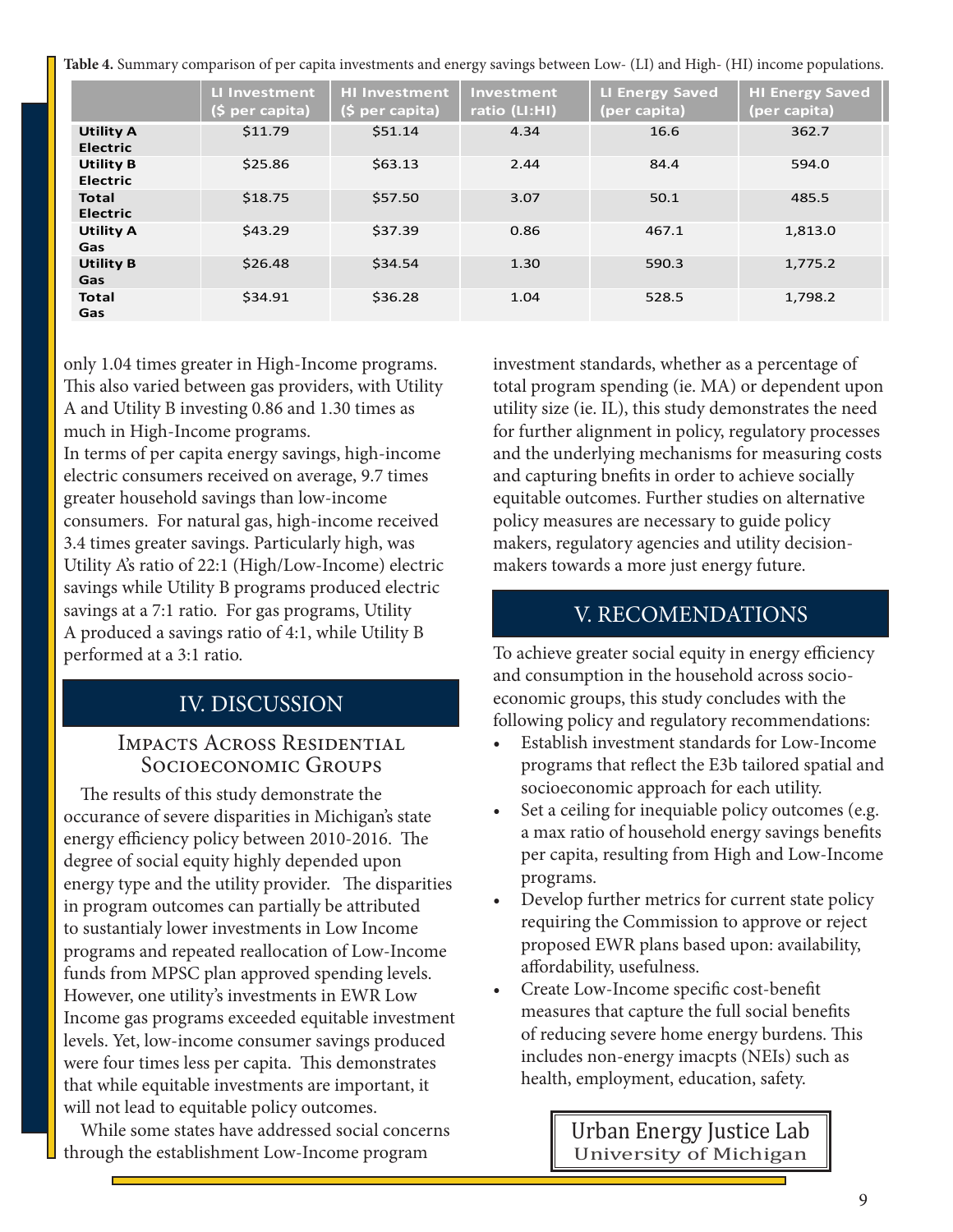**Table 4.** Summary comparison of per capita investments and energy savings between Low- (LI) and High- (HI) income populations.

| | LI Investment ($ per capita) | HI Investment ($ per capita) | Investment ratio (LI:HI) | LI Energy Saved (per capita) | HI Energy Saved (per capita) |
|---|---|---|---|---|---|
| **Utility A Electric** | $11.79 | $51.14 | 4.34 | 16.6 | 362.7 |
| **Utility B Electric** | $25.86 | $63.13 | 2.44 | 84.4 | 594.0 |
| **Total Electric** | $18.75 | $57.50 | 3.07 | 50.1 | 485.5 |
| **Utility A Gas** | $43.29 | $37.39 | 0.86 | 467.1 | 1,813.0 |
| **Utility B Gas** | $26.48 | $34.54 | 1.30 | 590.3 | 1,775.2 |
| **Total Gas** | $34.91 | $36.28 | 1.04 | 528.5 | 1,798.2 |

only 1.04 times greater in High-Income programs. This also varied between gas providers, with Utility A and Utility B investing 0.86 and 1.30 times as much in High-Income programs.

In terms of per capita energy savings, high-income electric consumers received on average, 9.7 times greater household savings than low-income consumers. For natural gas, high-income received 3.4 times greater savings. Particularly high, was Utility A's ratio of 22:1 (High/Low-Income) electric savings while Utility B programs produced electric savings at a 7:1 ratio. For gas programs, Utility A produced a savings ratio of 4:1, while Utility B performed at a 3:1 ratio.

## IV. DISCUSSION

### Impacts Across Residential Socioeconomic Groups

The results of this study demonstrate the occurance of severe disparities in Michigan's state energy efficiency policy between 2010-2016. The degree of social equity highly depended upon energy type and the utility provider. The disparities in program outcomes can partially be attributed to sustantialy lower investments in Low Income programs and repeated reallocation of Low-Income funds from MPSC plan approved spending levels. However, one utility's investments in EWR Low Income gas programs exceeded equitable investment levels. Yet, low-income consumer savings produced were four times less per capita. This demonstrates that while equitable investments are important, it will not lead to equitable policy outcomes.

While some states have addressed social concerns through the establishment Low-Income program investment standards, whether as a percentage of total program spending (ie. MA) or dependent upon utility size (ie. IL), this study demonstrates the need for further alignment in policy, regulatory processes and the underlying mechanisms for measuring costs and capturing bnefits in order to achieve socially equitable outcomes. Further studies on alternative policy measures are necessary to guide policy makers, regulatory agencies and utility decision-makers towards a more just energy future.

## V. RECOMENDATIONS

To achieve greater social equity in energy efficiency and consumption in the household across socio-economic groups, this study concludes with the following policy and regulatory recommendations:

- Establish investment standards for Low-Income programs that reflect the E3b tailored spatial and socioeconomic approach for each utility.
- Set a ceiling for inequiable policy outcomes (e.g. a max ratio of household energy savings benefits per capita, resulting from High and Low-Income programs.
- Develop further metrics for current state policy requiring the Commission to approve or reject proposed EWR plans based upon: availability, affordability, usefulness.
- Create Low-Income specific cost-benefit measures that capture the full social benefits of reducing severe home energy burdens. This includes non-energy imacpts (NEIs) such as health, employment, education, safety.

Urban Energy Justice Lab
University of Michigan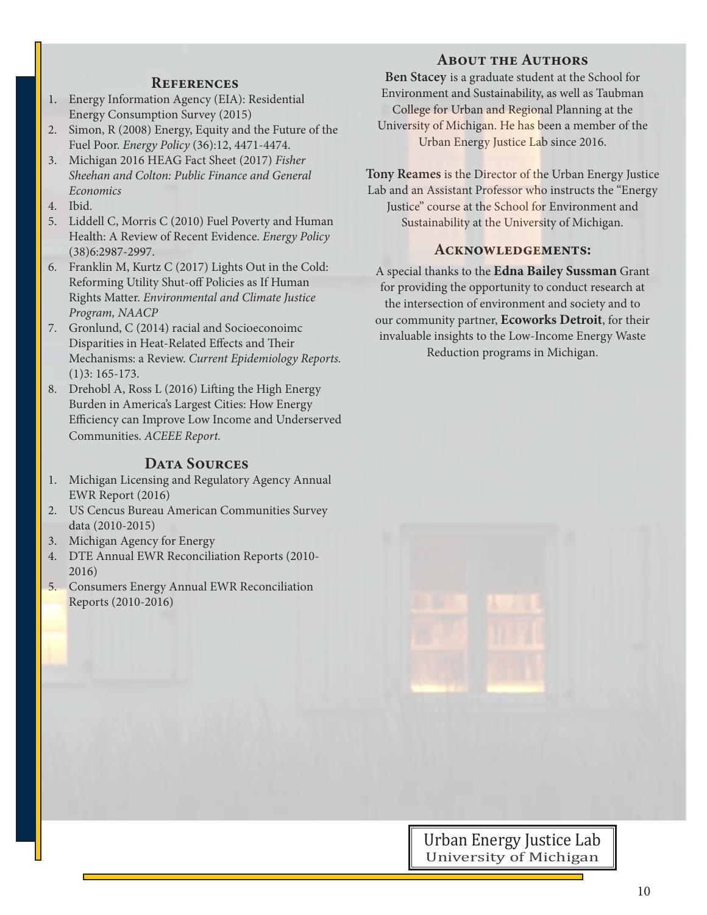## References

1. Energy Information Agency (EIA): Residential Energy Consumption Survey (2015)
2. Simon, R (2008) Energy, Equity and the Future of the Fuel Poor. *Energy Policy* (36):12, 4471-4474.
3. Michigan 2016 HEAG Fact Sheet (2017) *Fisher Sheehan and Colton: Public Finance and General Economics*
4. Ibid.
5. Liddell C, Morris C (2010) Fuel Poverty and Human Health: A Review of Recent Evidence. *Energy Policy* (38)6:2987-2997.
6. Franklin M, Kurtz C (2017) Lights Out in the Cold: Reforming Utility Shut-off Policies as If Human Rights Matter. *Environmental and Climate Justice Program, NAACP*
7. Gronlund, C (2014) racial and Socioeconoimc Disparities in Heat-Related Effects and Their Mechanisms: a Review. *Current Epidemiology Reports.* (1)3: 165-173.
8. Drehobl A, Ross L (2016) Lifting the High Energy Burden in America's Largest Cities: How Energy Efficiency can Improve Low Income and Underserved Communities. *ACEEE Report.*

## Data Sources

1. Michigan Licensing and Regulatory Agency Annual EWR Report (2016)
2. US Cencus Bureau American Communities Survey data (2010-2015)
3. Michigan Agency for Energy
4. DTE Annual EWR Reconciliation Reports (2010-2016)
5. Consumers Energy Annual EWR Reconciliation Reports (2010-2016)

## About the Authors

**Ben Stacey** is a graduate student at the School for Environment and Sustainability, as well as Taubman College for Urban and Regional Planning at the University of Michigan. He has been a member of the Urban Energy Justice Lab since 2016.

**Tony Reames** is the Director of the Urban Energy Justice Lab and an Assistant Professor who instructs the "Energy Justice" course at the School for Environment and Sustainability at the University of Michigan.

## Acknowledgements:

A special thanks to the **Edna Bailey Sussman** Grant for providing the opportunity to conduct research at the intersection of environment and society and to our community partner, **Ecoworks Detroit**, for their invaluable insights to the Low-Income Energy Waste Reduction programs in Michigan.

Urban Energy Justice Lab
University of Michigan